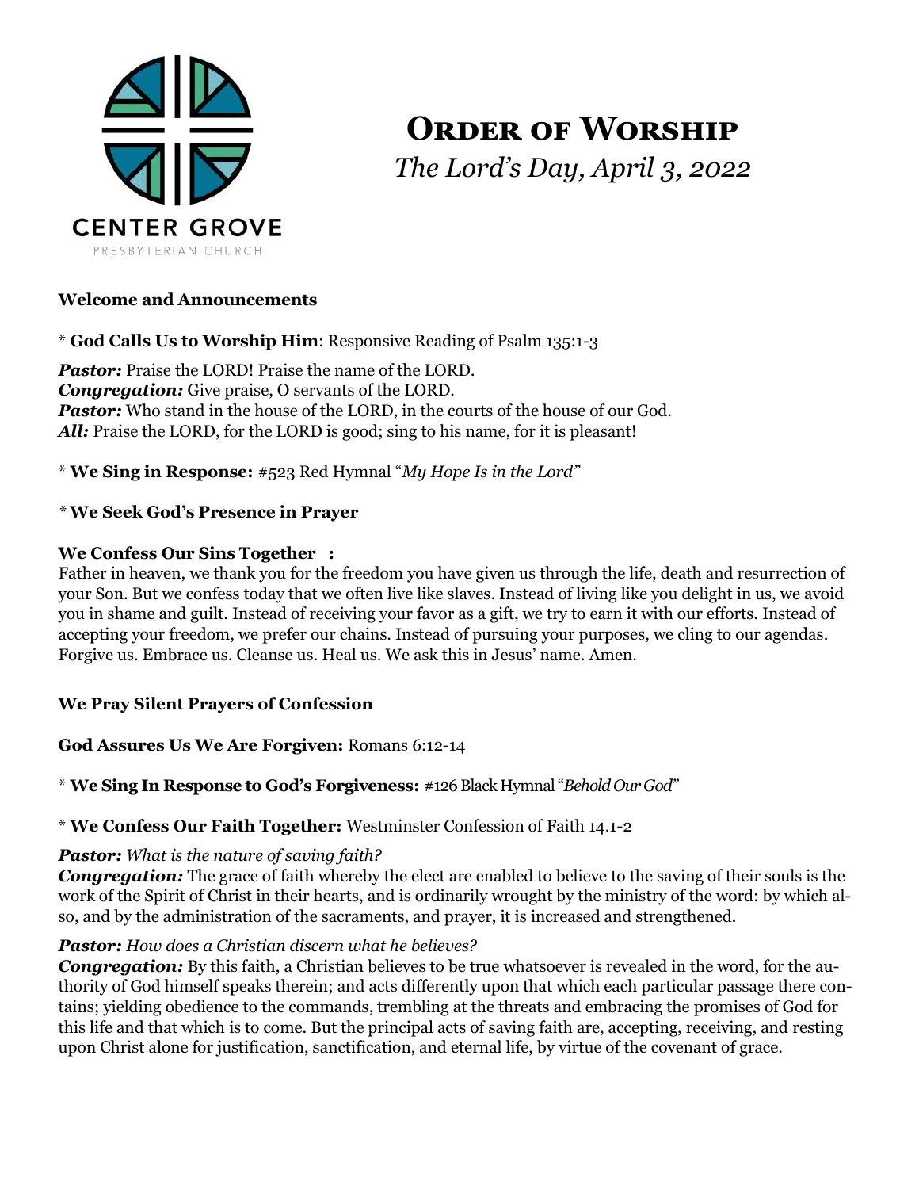CENTER GROVE

PRESBYTERIAN CHURCH

# Order of Worship

*The Lord's Day, April 3, 2022*

**Welcome and Announcements**

\* **God Calls Us to Worship Him**: Responsive Reading of Psalm 135:1-3

***Pastor:*** Praise the LORD! Praise the name of the LORD.
***Congregation:*** Give praise, O servants of the LORD.
***Pastor:*** Who stand in the house of the LORD, in the courts of the house of our God.
***All:*** Praise the LORD, for the LORD is good; sing to his name, for it is pleasant!

\* **We Sing in Response:** #523 Red Hymnal "*My Hope Is in the Lord"*

\* **We Seek God's Presence in Prayer**

**We Confess Our Sins Together :**
Father in heaven, we thank you for the freedom you have given us through the life, death and resurrection of your Son. But we confess today that we often live like slaves. Instead of living like you delight in us, we avoid you in shame and guilt. Instead of receiving your favor as a gift, we try to earn it with our efforts. Instead of accepting your freedom, we prefer our chains. Instead of pursuing your purposes, we cling to our agendas. Forgive us. Embrace us. Cleanse us. Heal us. We ask this in Jesus' name. Amen.

**We Pray Silent Prayers of Confession**

**God Assures Us We Are Forgiven:** Romans 6:12-14

\* **We Sing In Response to God's Forgiveness:** #126 Black Hymnal "*Behold Our God"*

\* **We Confess Our Faith Together:** Westminster Confession of Faith 14.1-2

***Pastor:*** *What is the nature of saving faith?*
***Congregation:*** The grace of faith whereby the elect are enabled to believe to the saving of their souls is the work of the Spirit of Christ in their hearts, and is ordinarily wrought by the ministry of the word: by which also, and by the administration of the sacraments, and prayer, it is increased and strengthened.

***Pastor:*** *How does a Christian discern what he believes?*
***Congregation:*** By this faith, a Christian believes to be true whatsoever is revealed in the word, for the authority of God himself speaks therein; and acts differently upon that which each particular passage there contains; yielding obedience to the commands, trembling at the threats and embracing the promises of God for this life and that which is to come. But the principal acts of saving faith are, accepting, receiving, and resting upon Christ alone for justification, sanctification, and eternal life, by virtue of the covenant of grace.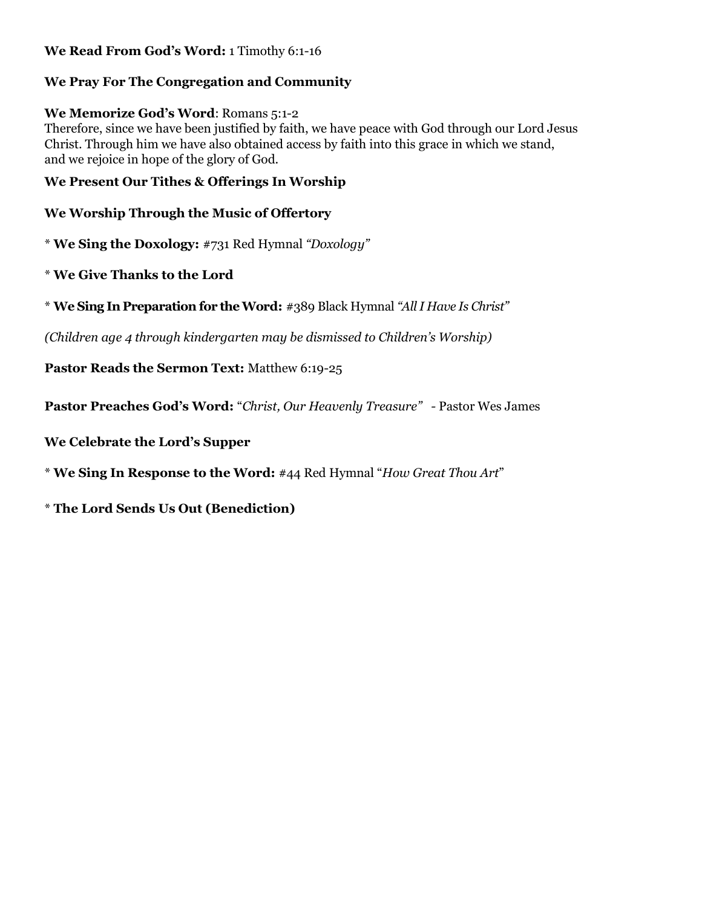**We Read From God's Word:** 1 Timothy 6:1-16

**We Pray For The Congregation and Community**

**We Memorize God's Word**: Romans 5:1-2
Therefore, since we have been justified by faith, we have peace with God through our Lord Jesus Christ. Through him we have also obtained access by faith into this grace in which we stand, and we rejoice in hope of the glory of God.

**We Present Our Tithes & Offerings In Worship**

**We Worship Through the Music of Offertory**

\* **We Sing the Doxology:** #731 Red Hymnal *"Doxology"*

\* **We Give Thanks to the Lord**

\* **We Sing In Preparation for the Word:** #389 Black Hymnal *"All I Have Is Christ"*

*(Children age 4 through kindergarten may be dismissed to Children's Worship)*

**Pastor Reads the Sermon Text:** Matthew 6:19-25

**Pastor Preaches God's Word:** "*Christ, Our Heavenly Treasure"* - Pastor Wes James

**We Celebrate the Lord's Supper**

\* **We Sing In Response to the Word:** #44 Red Hymnal "*How Great Thou Art*"

\* **The Lord Sends Us Out (Benediction)**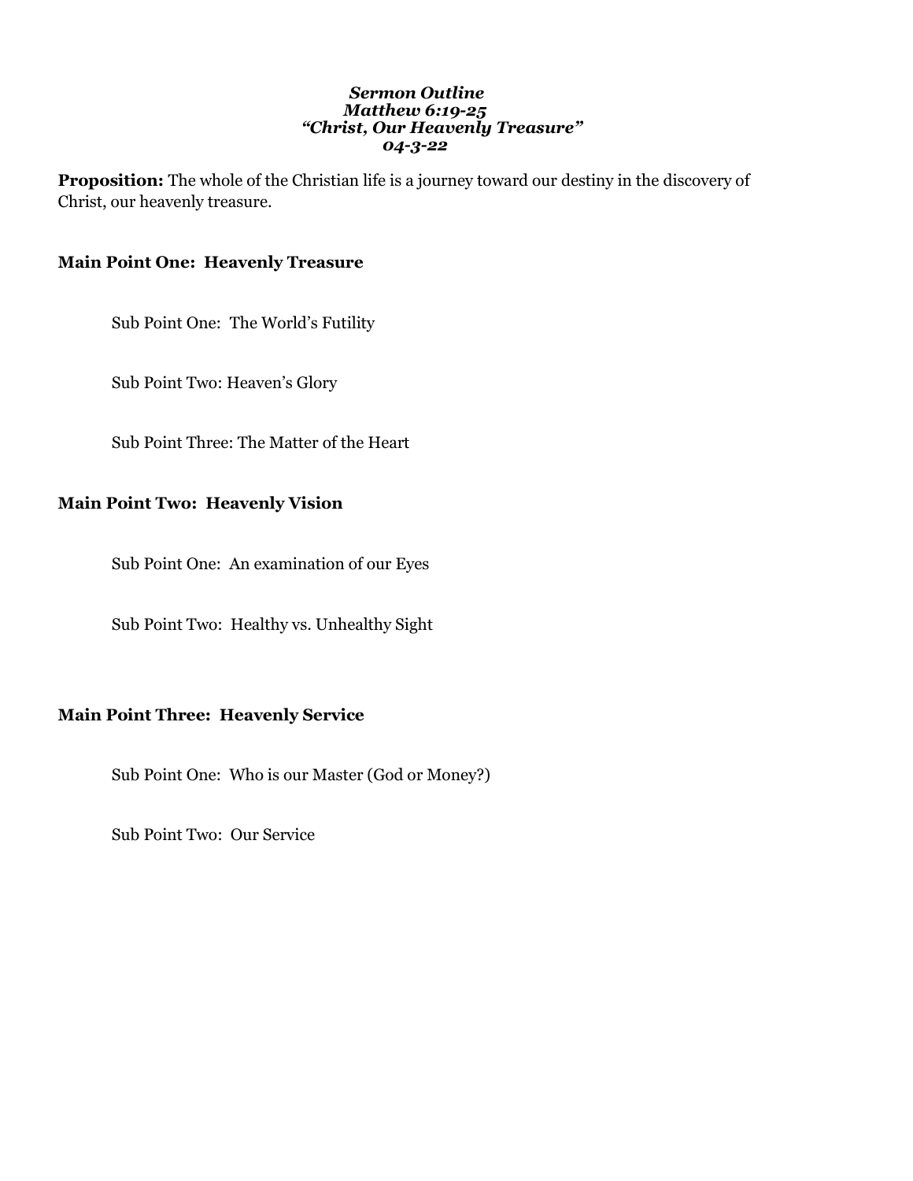***Sermon Outline***
***Matthew 6:19-25***
***"Christ, Our Heavenly Treasure"***
***04-3-22***

**Proposition:** The whole of the Christian life is a journey toward our destiny in the discovery of Christ, our heavenly treasure.

## Main Point One: Heavenly Treasure

Sub Point One: The World's Futility

Sub Point Two: Heaven's Glory

Sub Point Three: The Matter of the Heart

## Main Point Two: Heavenly Vision

Sub Point One: An examination of our Eyes

Sub Point Two: Healthy vs. Unhealthy Sight

## Main Point Three: Heavenly Service

Sub Point One: Who is our Master (God or Money?)

Sub Point Two: Our Service